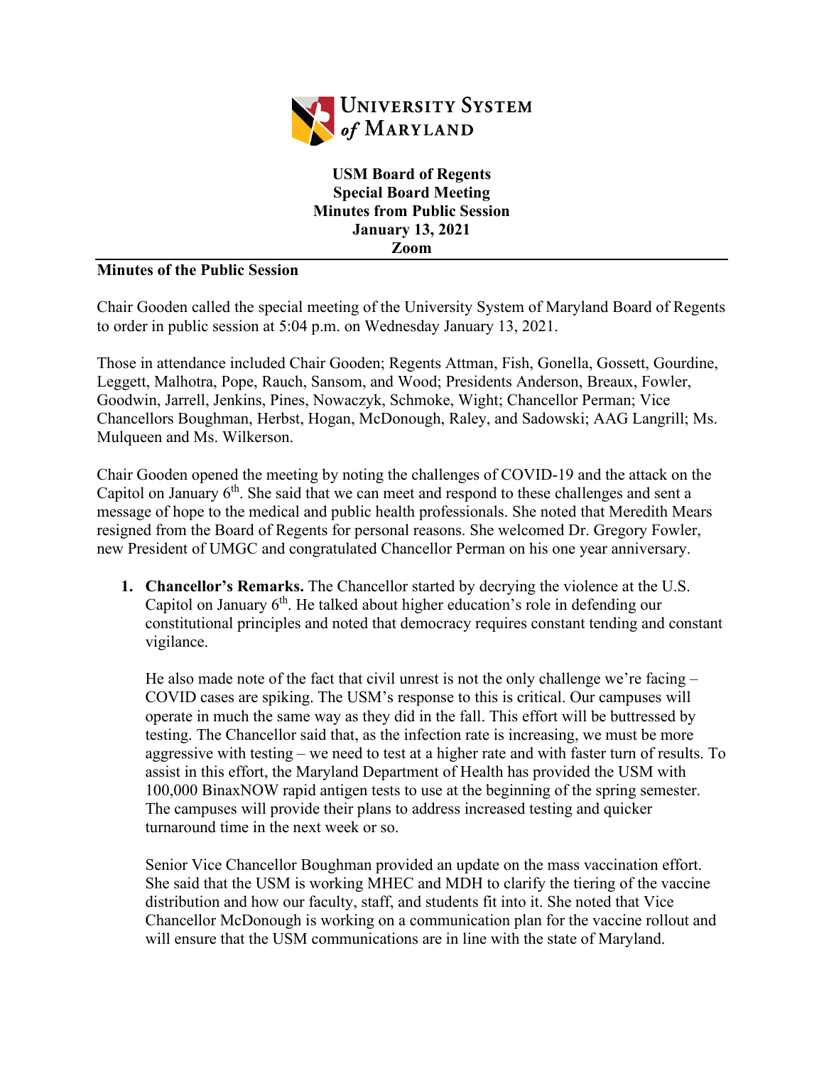**USM Board of Regents**
**Special Board Meeting**
**Minutes from Public Session**
**January 13, 2021**
**Zoom**

## Minutes of the Public Session

Chair Gooden called the special meeting of the University System of Maryland Board of Regents to order in public session at 5:04 p.m. on Wednesday January 13, 2021.

Those in attendance included Chair Gooden; Regents Attman, Fish, Gonella, Gossett, Gourdine, Leggett, Malhotra, Pope, Rauch, Sansom, and Wood; Presidents Anderson, Breaux, Fowler, Goodwin, Jarrell, Jenkins, Pines, Nowaczyk, Schmoke, Wight; Chancellor Perman; Vice Chancellors Boughman, Herbst, Hogan, McDonough, Raley, and Sadowski; AAG Langrill; Ms. Mulqueen and Ms. Wilkerson.

Chair Gooden opened the meeting by noting the challenges of COVID-19 and the attack on the Capitol on January 6th. She said that we can meet and respond to these challenges and sent a message of hope to the medical and public health professionals. She noted that Meredith Mears resigned from the Board of Regents for personal reasons. She welcomed Dr. Gregory Fowler, new President of UMGC and congratulated Chancellor Perman on his one year anniversary.

1. **Chancellor's Remarks.** The Chancellor started by decrying the violence at the U.S. Capitol on January 6th. He talked about higher education's role in defending our constitutional principles and noted that democracy requires constant tending and constant vigilance.

   He also made note of the fact that civil unrest is not the only challenge we're facing – COVID cases are spiking. The USM's response to this is critical. Our campuses will operate in much the same way as they did in the fall. This effort will be buttressed by testing. The Chancellor said that, as the infection rate is increasing, we must be more aggressive with testing – we need to test at a higher rate and with faster turn of results. To assist in this effort, the Maryland Department of Health has provided the USM with 100,000 BinaxNOW rapid antigen tests to use at the beginning of the spring semester. The campuses will provide their plans to address increased testing and quicker turnaround time in the next week or so.

   Senior Vice Chancellor Boughman provided an update on the mass vaccination effort. She said that the USM is working MHEC and MDH to clarify the tiering of the vaccine distribution and how our faculty, staff, and students fit into it. She noted that Vice Chancellor McDonough is working on a communication plan for the vaccine rollout and will ensure that the USM communications are in line with the state of Maryland.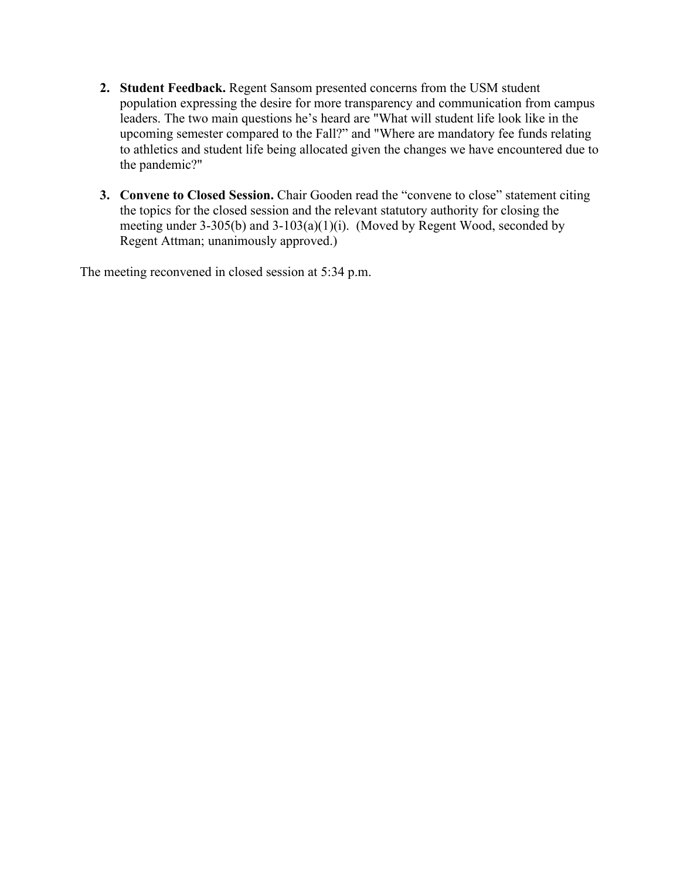2. **Student Feedback.** Regent Sansom presented concerns from the USM student population expressing the desire for more transparency and communication from campus leaders. The two main questions he's heard are "What will student life look like in the upcoming semester compared to the Fall?" and "Where are mandatory fee funds relating to athletics and student life being allocated given the changes we have encountered due to the pandemic?"

3. **Convene to Closed Session.** Chair Gooden read the "convene to close" statement citing the topics for the closed session and the relevant statutory authority for closing the meeting under 3-305(b) and 3-103(a)(1)(i). (Moved by Regent Wood, seconded by Regent Attman; unanimously approved.)

The meeting reconvened in closed session at 5:34 p.m.